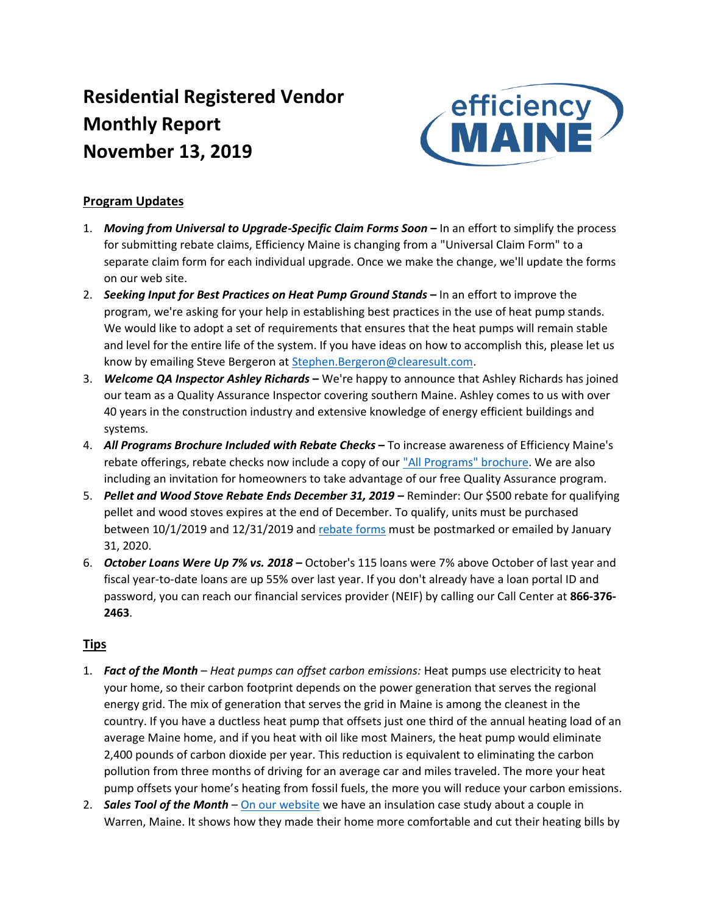# Residential Registered Vendor Monthly Report November 13, 2019

## Program Updates

1. ***Moving from Universal to Upgrade-Specific Claim Forms Soon –*** In an effort to simplify the process for submitting rebate claims, Efficiency Maine is changing from a "Universal Claim Form" to a separate claim form for each individual upgrade. Once we make the change, we'll update the forms on our web site.
2. ***Seeking Input for Best Practices on Heat Pump Ground Stands –*** In an effort to improve the program, we're asking for your help in establishing best practices in the use of heat pump stands. We would like to adopt a set of requirements that ensures that the heat pumps will remain stable and level for the entire life of the system. If you have ideas on how to accomplish this, please let us know by emailing Steve Bergeron at Stephen.Bergeron@clearesult.com.
3. ***Welcome QA Inspector Ashley Richards –*** We're happy to announce that Ashley Richards has joined our team as a Quality Assurance Inspector covering southern Maine. Ashley comes to us with over 40 years in the construction industry and extensive knowledge of energy efficient buildings and systems.
4. ***All Programs Brochure Included with Rebate Checks –*** To increase awareness of Efficiency Maine's rebate offerings, rebate checks now include a copy of our "All Programs" brochure. We are also including an invitation for homeowners to take advantage of our free Quality Assurance program.
5. ***Pellet and Wood Stove Rebate Ends December 31, 2019 –*** Reminder: Our $500 rebate for qualifying pellet and wood stoves expires at the end of December. To qualify, units must be purchased between 10/1/2019 and 12/31/2019 and rebate forms must be postmarked or emailed by January 31, 2020.
6. ***October Loans Were Up 7% vs. 2018 –*** October's 115 loans were 7% above October of last year and fiscal year-to-date loans are up 55% over last year. If you don't already have a loan portal ID and password, you can reach our financial services provider (NEIF) by calling our Call Center at **866-376-2463**.

## Tips

1. ***Fact of the Month*** – *Heat pumps can offset carbon emissions:* Heat pumps use electricity to heat your home, so their carbon footprint depends on the power generation that serves the regional energy grid. The mix of generation that serves the grid in Maine is among the cleanest in the country. If you have a ductless heat pump that offsets just one third of the annual heating load of an average Maine home, and if you heat with oil like most Mainers, the heat pump would eliminate 2,400 pounds of carbon dioxide per year. This reduction is equivalent to eliminating the carbon pollution from three months of driving for an average car and miles traveled. The more your heat pump offsets your home's heating from fossil fuels, the more you will reduce your carbon emissions.
2. ***Sales Tool of the Month*** – On our website we have an insulation case study about a couple in Warren, Maine. It shows how they made their home more comfortable and cut their heating bills by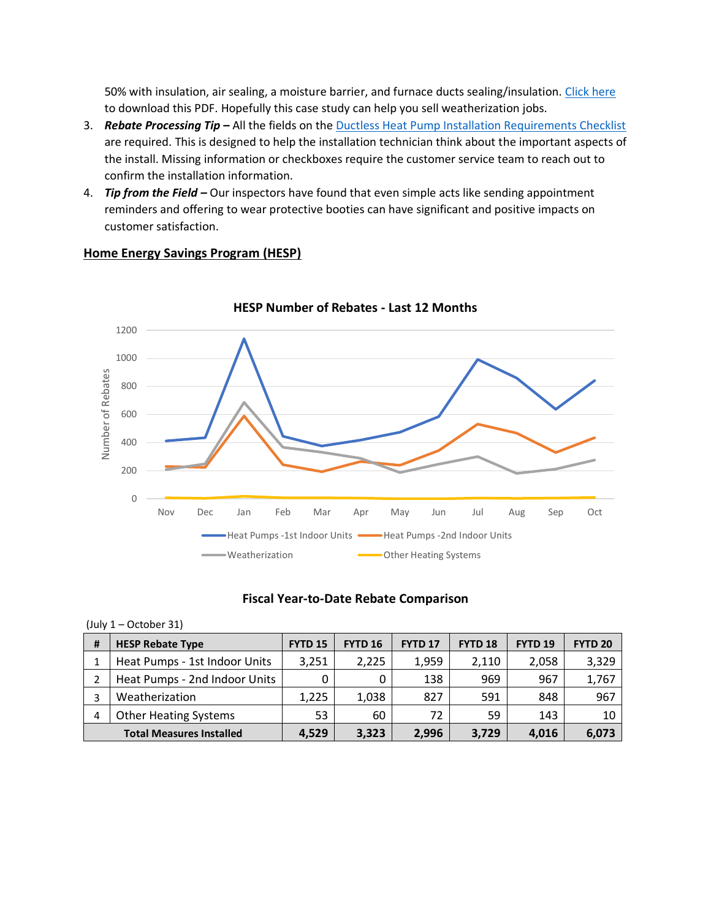50% with insulation, air sealing, a moisture barrier, and furnace ducts sealing/insulation. Click here to download this PDF. Hopefully this case study can help you sell weatherization jobs.

3. ***Rebate Processing Tip –*** All the fields on the Ductless Heat Pump Installation Requirements Checklist are required. This is designed to help the installation technician think about the important aspects of the install. Missing information or checkboxes require the customer service team to reach out to confirm the installation information.
4. ***Tip from the Field –*** Our inspectors have found that even simple acts like sending appointment reminders and offering to wear protective booties can have significant and positive impacts on customer satisfaction.

## Home Energy Savings Program (HESP)

**HESP Number of Rebates - Last 12 Months**

**Fiscal Year-to-Date Rebate Comparison**

(July 1 – October 31)

| # | HESP Rebate Type | FYTD 15 | FYTD 16 | FYTD 17 | FYTD 18 | FYTD 19 | FYTD 20 |
|---|---|---|---|---|---|---|---|
| 1 | Heat Pumps - 1st Indoor Units | 3,251 | 2,225 | 1,959 | 2,110 | 2,058 | 3,329 |
| 2 | Heat Pumps - 2nd Indoor Units | 0 | 0 | 138 | 969 | 967 | 1,767 |
| 3 | Weatherization | 1,225 | 1,038 | 827 | 591 | 848 | 967 |
| 4 | Other Heating Systems | 53 | 60 | 72 | 59 | 143 | 10 |
| | **Total Measures Installed** | **4,529** | **3,323** | **2,996** | **3,729** | **4,016** | **6,073** |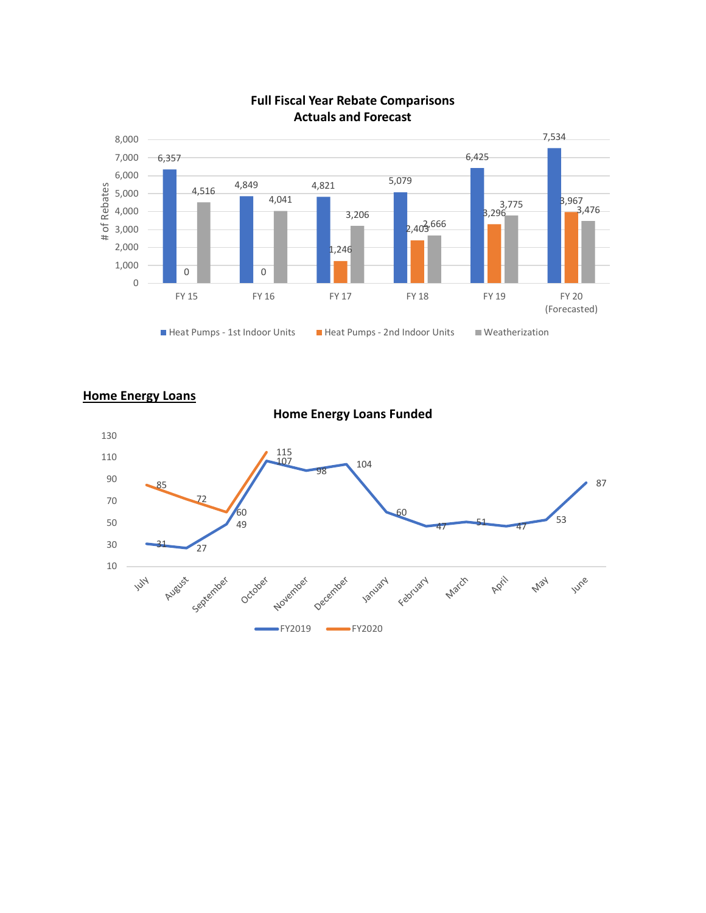**Full Fiscal Year Rebate Comparisons**
**Actuals and Forecast**

8,000
7,000
6,000
5,000
4,000
3,000
2,000
1,000
0

# of Rebates

6,357
0
4,516
4,849
0
4,041
4,821
1,246
3,206
5,079
2,403
2,666
6,425
3,296
3,775
7,534
3,967
3,476

FY 15
FY 16
FY 17
FY 18
FY 19
FY 20 (Forecasted)

Heat Pumps - 1st Indoor Units
Heat Pumps - 2nd Indoor Units
Weatherization

## Home Energy Loans

**Home Energy Loans Funded**

130
110
90
70
50
30
10

85
72
60
115
31
27
49
107
98
104
60
47
51
47
53
87

July
August
September
October
November
December
January
February
March
April
May
June

FY2019
FY2020